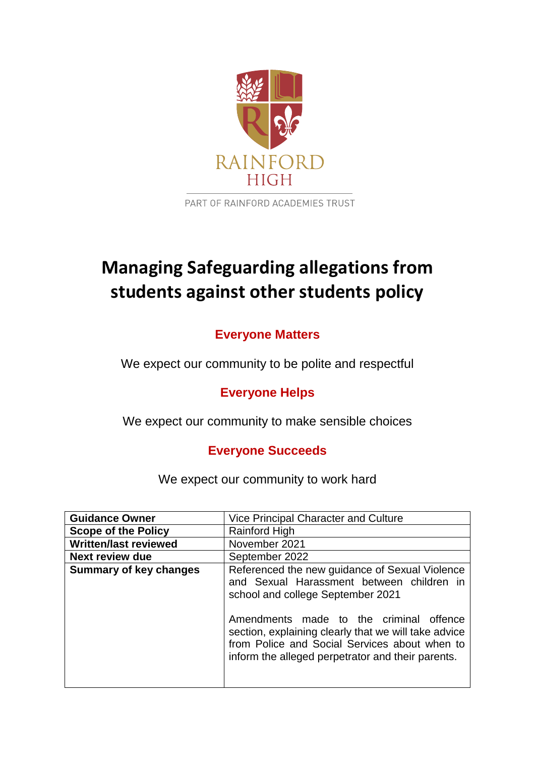RAINFORD
HIGH

PART OF RAINFORD ACADEMIES TRUST

# Managing Safeguarding allegations from students against other students policy

**Everyone Matters**

We expect our community to be polite and respectful

**Everyone Helps**

We expect our community to make sensible choices

**Everyone Succeeds**

We expect our community to work hard

| **Guidance Owner** | Vice Principal Character and Culture |
|---|---|
| **Scope of the Policy** | Rainford High |
| **Written/last reviewed** | November 2021 |
| **Next review due** | September 2022 |
| **Summary of key changes** | Referenced the new guidance of Sexual Violence and Sexual Harassment between children in school and college September 2021<br><br>Amendments made to the criminal offence section, explaining clearly that we will take advice from Police and Social Services about when to inform the alleged perpetrator and their parents. |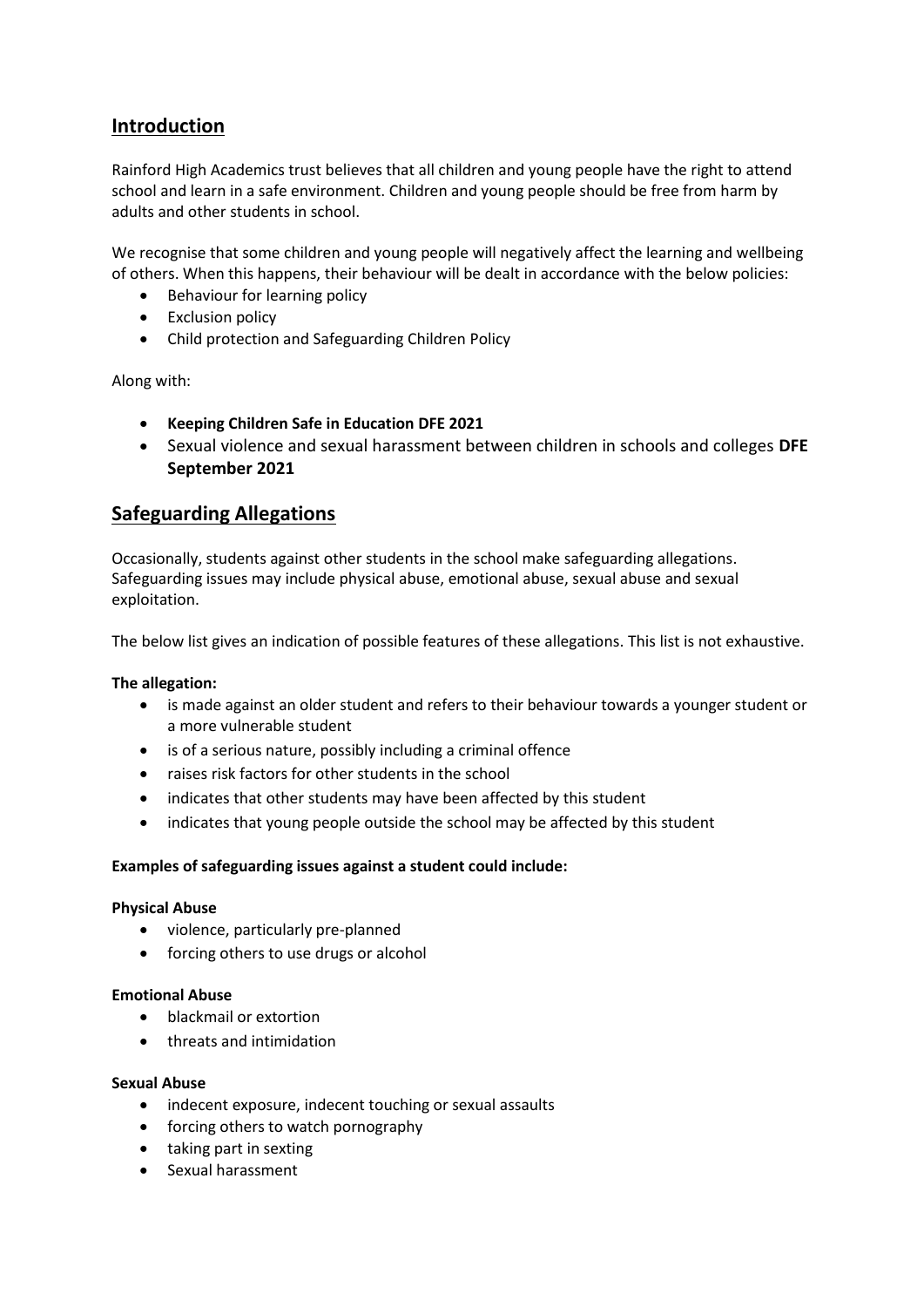## Introduction

Rainford High Academics trust believes that all children and young people have the right to attend school and learn in a safe environment. Children and young people should be free from harm by adults and other students in school.

We recognise that some children and young people will negatively affect the learning and wellbeing of others. When this happens, their behaviour will be dealt in accordance with the below policies:

- Behaviour for learning policy
- Exclusion policy
- Child protection and Safeguarding Children Policy

Along with:

- **Keeping Children Safe in Education DFE 2021**
- Sexual violence and sexual harassment between children in schools and colleges **DFE September 2021**

## Safeguarding Allegations

Occasionally, students against other students in the school make safeguarding allegations. Safeguarding issues may include physical abuse, emotional abuse, sexual abuse and sexual exploitation.

The below list gives an indication of possible features of these allegations. This list is not exhaustive.

**The allegation:**

- is made against an older student and refers to their behaviour towards a younger student or a more vulnerable student
- is of a serious nature, possibly including a criminal offence
- raises risk factors for other students in the school
- indicates that other students may have been affected by this student
- indicates that young people outside the school may be affected by this student

**Examples of safeguarding issues against a student could include:**

**Physical Abuse**

- violence, particularly pre-planned
- forcing others to use drugs or alcohol

**Emotional Abuse**

- blackmail or extortion
- threats and intimidation

**Sexual Abuse**

- indecent exposure, indecent touching or sexual assaults
- forcing others to watch pornography
- taking part in sexting
- Sexual harassment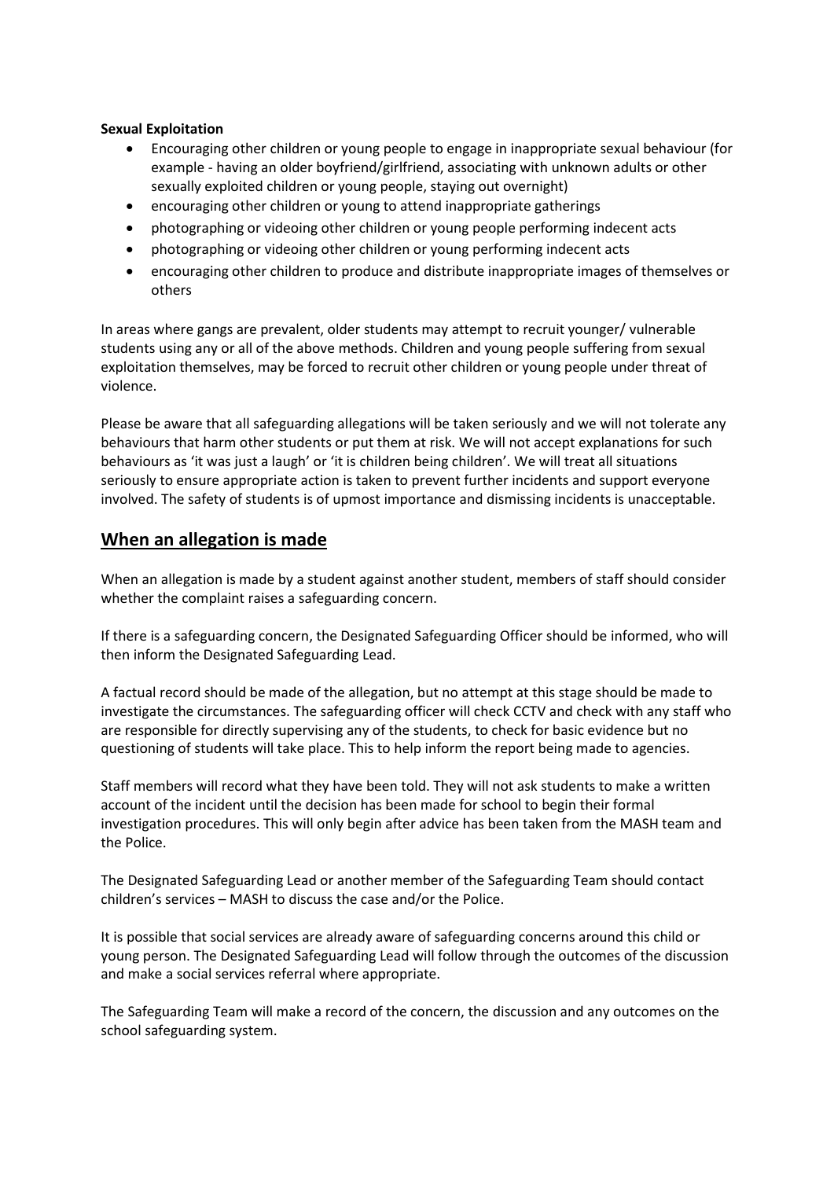**Sexual Exploitation**

- Encouraging other children or young people to engage in inappropriate sexual behaviour (for example - having an older boyfriend/girlfriend, associating with unknown adults or other sexually exploited children or young people, staying out overnight)
- encouraging other children or young to attend inappropriate gatherings
- photographing or videoing other children or young people performing indecent acts
- photographing or videoing other children or young performing indecent acts
- encouraging other children to produce and distribute inappropriate images of themselves or others

In areas where gangs are prevalent, older students may attempt to recruit younger/ vulnerable students using any or all of the above methods. Children and young people suffering from sexual exploitation themselves, may be forced to recruit other children or young people under threat of violence.

Please be aware that all safeguarding allegations will be taken seriously and we will not tolerate any behaviours that harm other students or put them at risk. We will not accept explanations for such behaviours as 'it was just a laugh' or 'it is children being children'. We will treat all situations seriously to ensure appropriate action is taken to prevent further incidents and support everyone involved. The safety of students is of upmost importance and dismissing incidents is unacceptable.

## When an allegation is made

When an allegation is made by a student against another student, members of staff should consider whether the complaint raises a safeguarding concern.

If there is a safeguarding concern, the Designated Safeguarding Officer should be informed, who will then inform the Designated Safeguarding Lead.

A factual record should be made of the allegation, but no attempt at this stage should be made to investigate the circumstances. The safeguarding officer will check CCTV and check with any staff who are responsible for directly supervising any of the students, to check for basic evidence but no questioning of students will take place. This to help inform the report being made to agencies.

Staff members will record what they have been told. They will not ask students to make a written account of the incident until the decision has been made for school to begin their formal investigation procedures. This will only begin after advice has been taken from the MASH team and the Police.

The Designated Safeguarding Lead or another member of the Safeguarding Team should contact children's services – MASH to discuss the case and/or the Police.

It is possible that social services are already aware of safeguarding concerns around this child or young person. The Designated Safeguarding Lead will follow through the outcomes of the discussion and make a social services referral where appropriate.

The Safeguarding Team will make a record of the concern, the discussion and any outcomes on the school safeguarding system.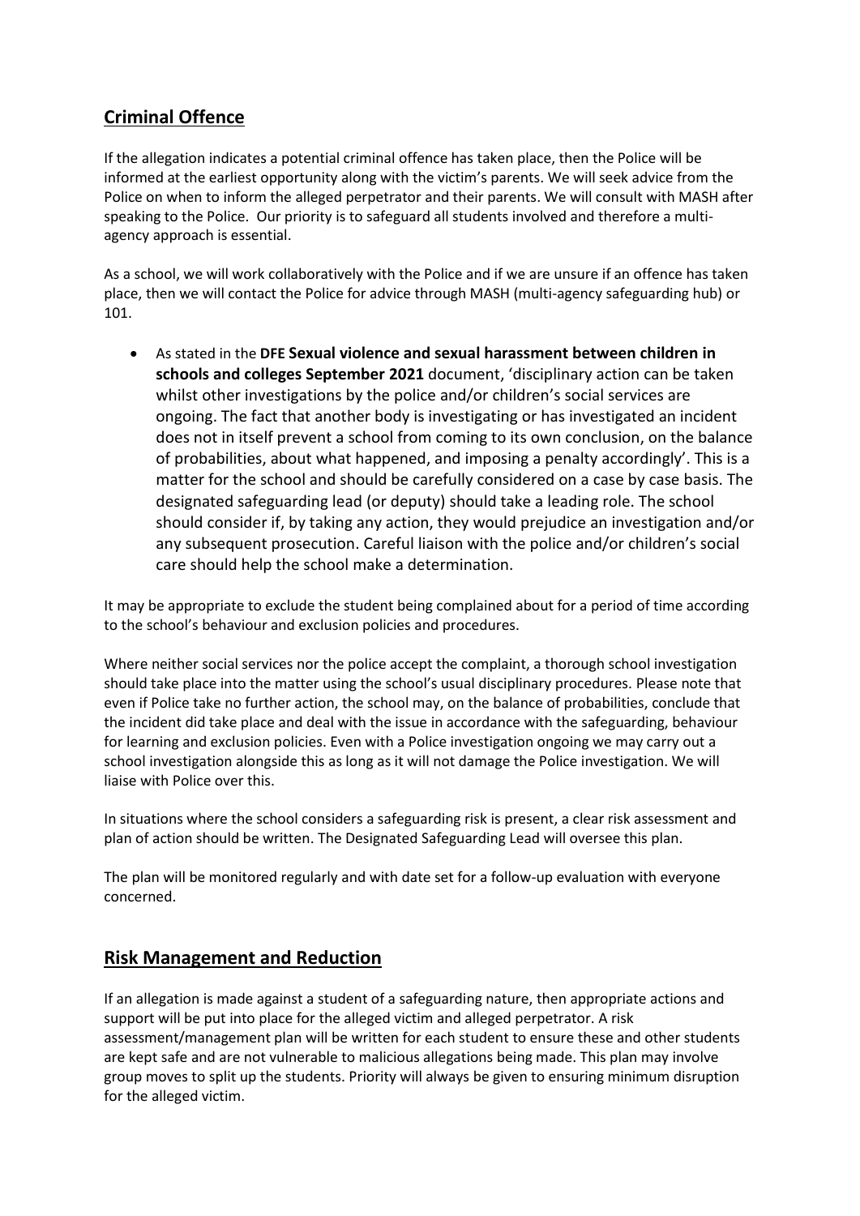## Criminal Offence

If the allegation indicates a potential criminal offence has taken place, then the Police will be informed at the earliest opportunity along with the victim's parents. We will seek advice from the Police on when to inform the alleged perpetrator and their parents. We will consult with MASH after speaking to the Police. Our priority is to safeguard all students involved and therefore a multi-agency approach is essential.

As a school, we will work collaboratively with the Police and if we are unsure if an offence has taken place, then we will contact the Police for advice through MASH (multi-agency safeguarding hub) or 101.

- As stated in the **DFE Sexual violence and sexual harassment between children in schools and colleges September 2021** document, 'disciplinary action can be taken whilst other investigations by the police and/or children's social services are ongoing. The fact that another body is investigating or has investigated an incident does not in itself prevent a school from coming to its own conclusion, on the balance of probabilities, about what happened, and imposing a penalty accordingly'. This is a matter for the school and should be carefully considered on a case by case basis. The designated safeguarding lead (or deputy) should take a leading role. The school should consider if, by taking any action, they would prejudice an investigation and/or any subsequent prosecution. Careful liaison with the police and/or children's social care should help the school make a determination.

It may be appropriate to exclude the student being complained about for a period of time according to the school's behaviour and exclusion policies and procedures.

Where neither social services nor the police accept the complaint, a thorough school investigation should take place into the matter using the school's usual disciplinary procedures. Please note that even if Police take no further action, the school may, on the balance of probabilities, conclude that the incident did take place and deal with the issue in accordance with the safeguarding, behaviour for learning and exclusion policies. Even with a Police investigation ongoing we may carry out a school investigation alongside this as long as it will not damage the Police investigation. We will liaise with Police over this.

In situations where the school considers a safeguarding risk is present, a clear risk assessment and plan of action should be written. The Designated Safeguarding Lead will oversee this plan.

The plan will be monitored regularly and with date set for a follow-up evaluation with everyone concerned.

## Risk Management and Reduction

If an allegation is made against a student of a safeguarding nature, then appropriate actions and support will be put into place for the alleged victim and alleged perpetrator. A risk assessment/management plan will be written for each student to ensure these and other students are kept safe and are not vulnerable to malicious allegations being made. This plan may involve group moves to split up the students. Priority will always be given to ensuring minimum disruption for the alleged victim.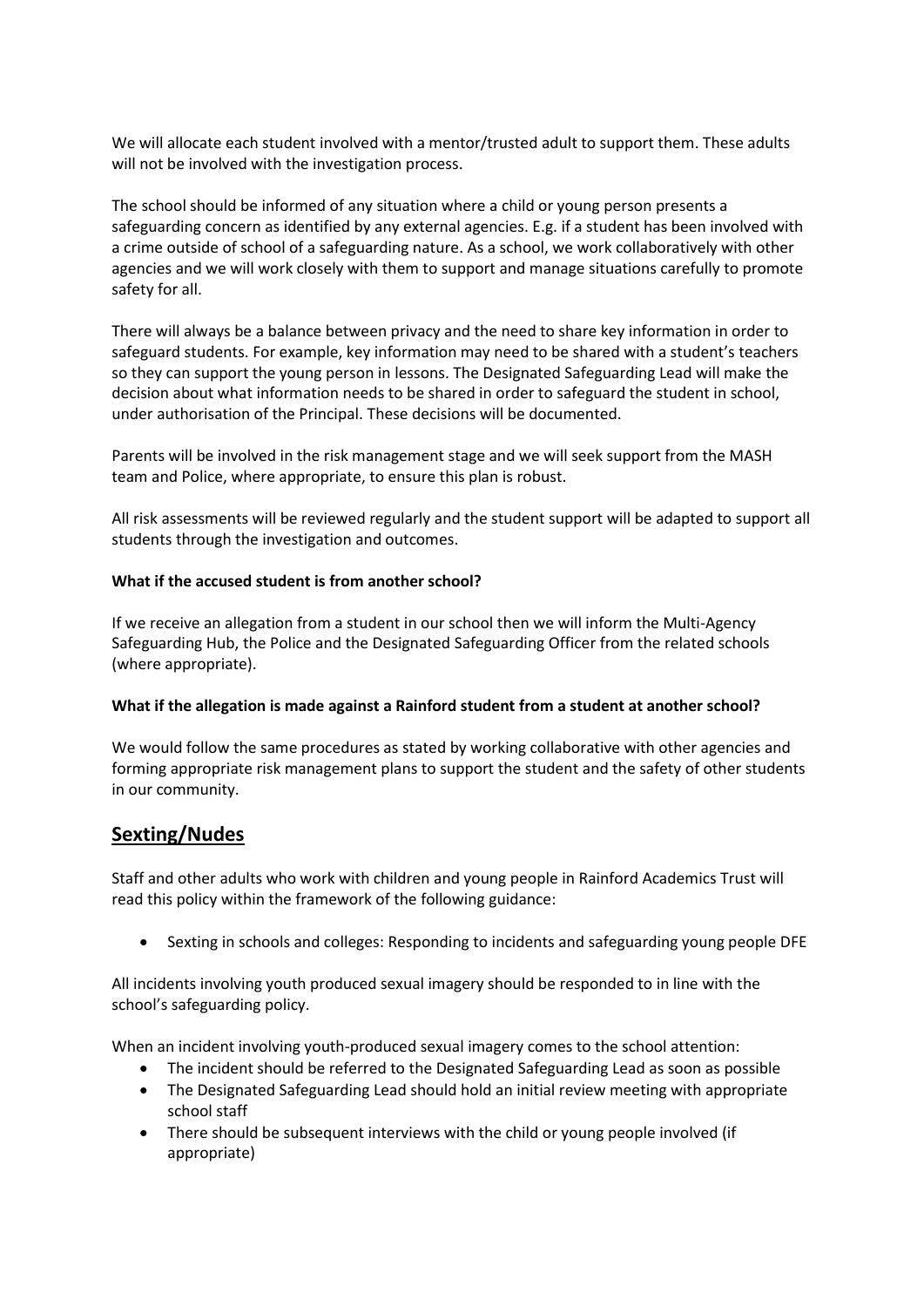We will allocate each student involved with a mentor/trusted adult to support them. These adults will not be involved with the investigation process.

The school should be informed of any situation where a child or young person presents a safeguarding concern as identified by any external agencies. E.g. if a student has been involved with a crime outside of school of a safeguarding nature. As a school, we work collaboratively with other agencies and we will work closely with them to support and manage situations carefully to promote safety for all.

There will always be a balance between privacy and the need to share key information in order to safeguard students. For example, key information may need to be shared with a student's teachers so they can support the young person in lessons. The Designated Safeguarding Lead will make the decision about what information needs to be shared in order to safeguard the student in school, under authorisation of the Principal. These decisions will be documented.

Parents will be involved in the risk management stage and we will seek support from the MASH team and Police, where appropriate, to ensure this plan is robust.

All risk assessments will be reviewed regularly and the student support will be adapted to support all students through the investigation and outcomes.

**What if the accused student is from another school?**

If we receive an allegation from a student in our school then we will inform the Multi-Agency Safeguarding Hub, the Police and the Designated Safeguarding Officer from the related schools (where appropriate).

**What if the allegation is made against a Rainford student from a student at another school?**

We would follow the same procedures as stated by working collaborative with other agencies and forming appropriate risk management plans to support the student and the safety of other students in our community.

## Sexting/Nudes

Staff and other adults who work with children and young people in Rainford Academics Trust will read this policy within the framework of the following guidance:

- Sexting in schools and colleges: Responding to incidents and safeguarding young people DFE

All incidents involving youth produced sexual imagery should be responded to in line with the school's safeguarding policy.

When an incident involving youth-produced sexual imagery comes to the school attention:

- The incident should be referred to the Designated Safeguarding Lead as soon as possible
- The Designated Safeguarding Lead should hold an initial review meeting with appropriate school staff
- There should be subsequent interviews with the child or young people involved (if appropriate)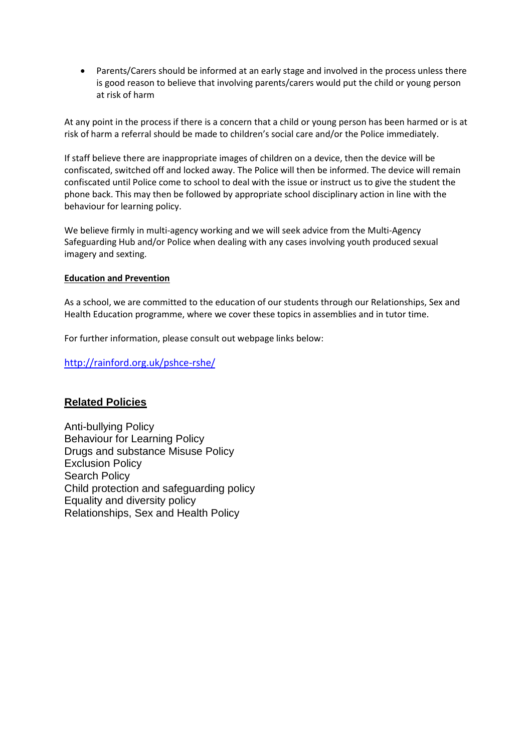- Parents/Carers should be informed at an early stage and involved in the process unless there is good reason to believe that involving parents/carers would put the child or young person at risk of harm

At any point in the process if there is a concern that a child or young person has been harmed or is at risk of harm a referral should be made to children's social care and/or the Police immediately.

If staff believe there are inappropriate images of children on a device, then the device will be confiscated, switched off and locked away. The Police will then be informed. The device will remain confiscated until Police come to school to deal with the issue or instruct us to give the student the phone back. This may then be followed by appropriate school disciplinary action in line with the behaviour for learning policy.

We believe firmly in multi-agency working and we will seek advice from the Multi-Agency Safeguarding Hub and/or Police when dealing with any cases involving youth produced sexual imagery and sexting.

**Education and Prevention**

As a school, we are committed to the education of our students through our Relationships, Sex and Health Education programme, where we cover these topics in assemblies and in tutor time.

For further information, please consult out webpage links below:

http://rainford.org.uk/pshce-rshe/

## Related Policies

Anti-bullying Policy
Behaviour for Learning Policy
Drugs and substance Misuse Policy
Exclusion Policy
Search Policy
Child protection and safeguarding policy
Equality and diversity policy
Relationships, Sex and Health Policy